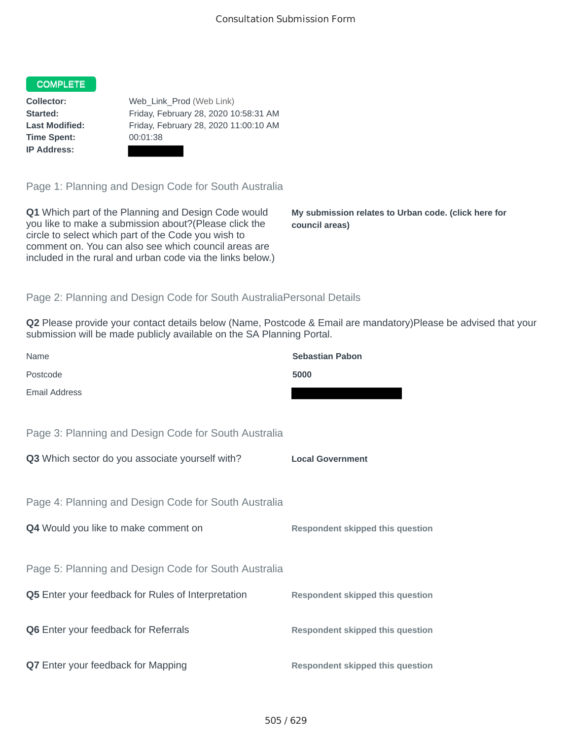Consultation Submission Form

**COMPLETE**

**Collector:** Web_Link_Prod (Web Link)
**Started:** Friday, February 28, 2020 10:58:31 AM
**Last Modified:** Friday, February 28, 2020 11:00:10 AM
**Time Spent:** 00:01:38
**IP Address:**

## Page 1: Planning and Design Code for South Australia

**Q1** Which part of the Planning and Design Code would you like to make a submission about?(Please click the circle to select which part of the Code you wish to comment on. You can also see which council areas are included in the rural and urban code via the links below.)

**My submission relates to Urban code. (click here for council areas)**

## Page 2: Planning and Design Code for South AustraliaPersonal Details

**Q2** Please provide your contact details below (Name, Postcode & Email are mandatory)Please be advised that your submission will be made publicly available on the SA Planning Portal.

| Name | **Sebastian Pabon** |
| --- | --- |
| Postcode | **5000** |
| Email Address | |

## Page 3: Planning and Design Code for South Australia

**Q3** Which sector do you associate yourself with?

**Local Government**

## Page 4: Planning and Design Code for South Australia

**Q4** Would you like to make comment on

Respondent skipped this question

## Page 5: Planning and Design Code for South Australia

**Q5** Enter your feedback for Rules of Interpretation

Respondent skipped this question

**Q6** Enter your feedback for Referrals

Respondent skipped this question

**Q7** Enter your feedback for Mapping

Respondent skipped this question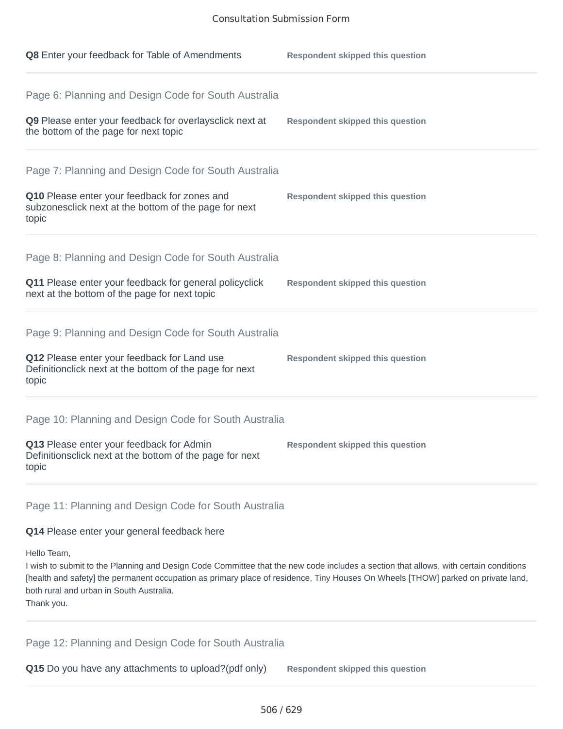**Q8** Enter your feedback for Table of Amendments

Respondent skipped this question

## Page 6: Planning and Design Code for South Australia

**Q9** Please enter your feedback for overlaysclick next at the bottom of the page for next topic

Respondent skipped this question

## Page 7: Planning and Design Code for South Australia

**Q10** Please enter your feedback for zones and subzonesclick next at the bottom of the page for next topic

Respondent skipped this question

## Page 8: Planning and Design Code for South Australia

**Q11** Please enter your feedback for general policyclick next at the bottom of the page for next topic

Respondent skipped this question

## Page 9: Planning and Design Code for South Australia

**Q12** Please enter your feedback for Land use Definitionclick next at the bottom of the page for next topic

Respondent skipped this question

## Page 10: Planning and Design Code for South Australia

**Q13** Please enter your feedback for Admin Definitionsclick next at the bottom of the page for next topic

Respondent skipped this question

## Page 11: Planning and Design Code for South Australia

**Q14** Please enter your general feedback here

Hello Team,
I wish to submit to the Planning and Design Code Committee that the new code includes a section that allows, with certain conditions [health and safety] the permanent occupation as primary place of residence, Tiny Houses On Wheels [THOW] parked on private land, both rural and urban in South Australia.
Thank you.

## Page 12: Planning and Design Code for South Australia

**Q15** Do you have any attachments to upload?(pdf only)

Respondent skipped this question